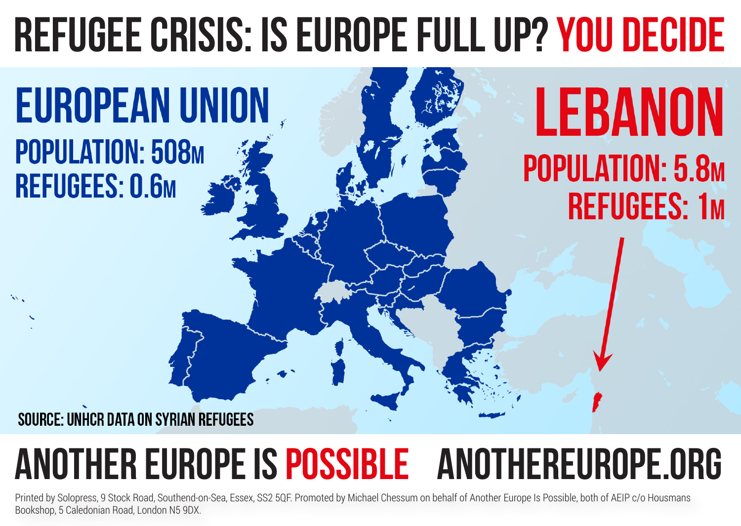# REFUGEE CRISIS: IS EUROPE FULL UP? YOU DECIDE

## EUROPEAN UNION

POPULATION: 508M
REFUGEES: 0.6M

## LEBANON

POPULATION: 5.8M
REFUGEES: 1M

SOURCE: UNHCR DATA ON SYRIAN REFUGEES

## ANOTHER EUROPE IS POSSIBLE ANOTHEREUROPE.ORG

Printed by Solopress, 9 Stock Road, Southend-on-Sea, Essex, SS2 5QF. Promoted by Michael Chessum on behalf of Another Europe Is Possible, both of AEIP c/o Housmans Bookshop, 5 Caledonian Road, London N5 9DX.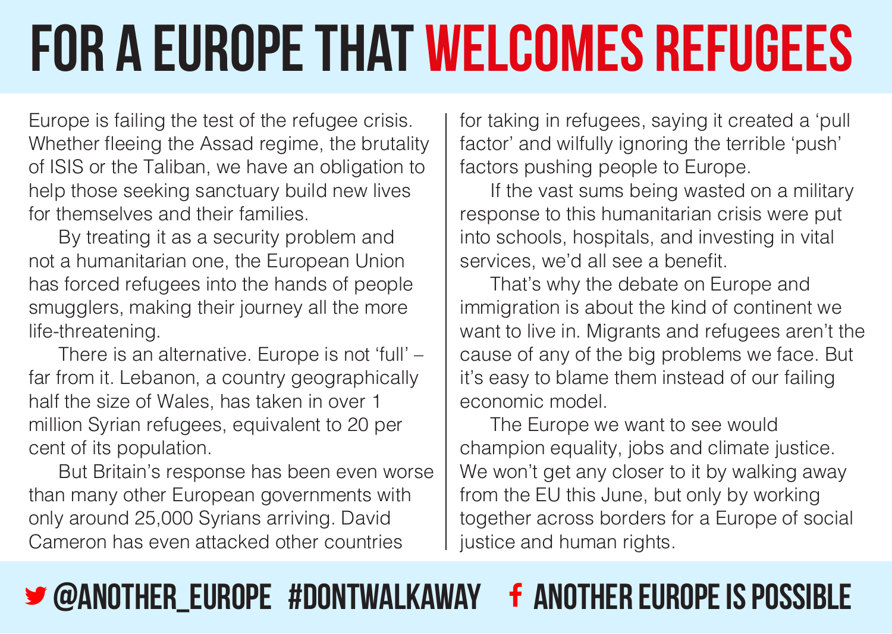# FOR A EUROPE THAT WELCOMES REFUGEES

Europe is failing the test of the refugee crisis. Whether fleeing the Assad regime, the brutality of ISIS or the Taliban, we have an obligation to help those seeking sanctuary build new lives for themselves and their families.

By treating it as a security problem and not a humanitarian one, the European Union has forced refugees into the hands of people smugglers, making their journey all the more life-threatening.

There is an alternative. Europe is not 'full' – far from it. Lebanon, a country geographically half the size of Wales, has taken in over 1 million Syrian refugees, equivalent to 20 per cent of its population.

But Britain's response has been even worse than many other European governments with only around 25,000 Syrians arriving. David Cameron has even attacked other countries for taking in refugees, saying it created a 'pull factor' and wilfully ignoring the terrible 'push' factors pushing people to Europe.

If the vast sums being wasted on a military response to this humanitarian crisis were put into schools, hospitals, and investing in vital services, we'd all see a benefit.

That's why the debate on Europe and immigration is about the kind of continent we want to live in. Migrants and refugees aren't the cause of any of the big problems we face. But it's easy to blame them instead of our failing economic model.

The Europe we want to see would champion equality, jobs and climate justice. We won't get any closer to it by walking away from the EU this June, but only by working together across borders for a Europe of social justice and human rights.

**@ANOTHER_EUROPE #DONTWALKAWAY ANOTHER EUROPE IS POSSIBLE**